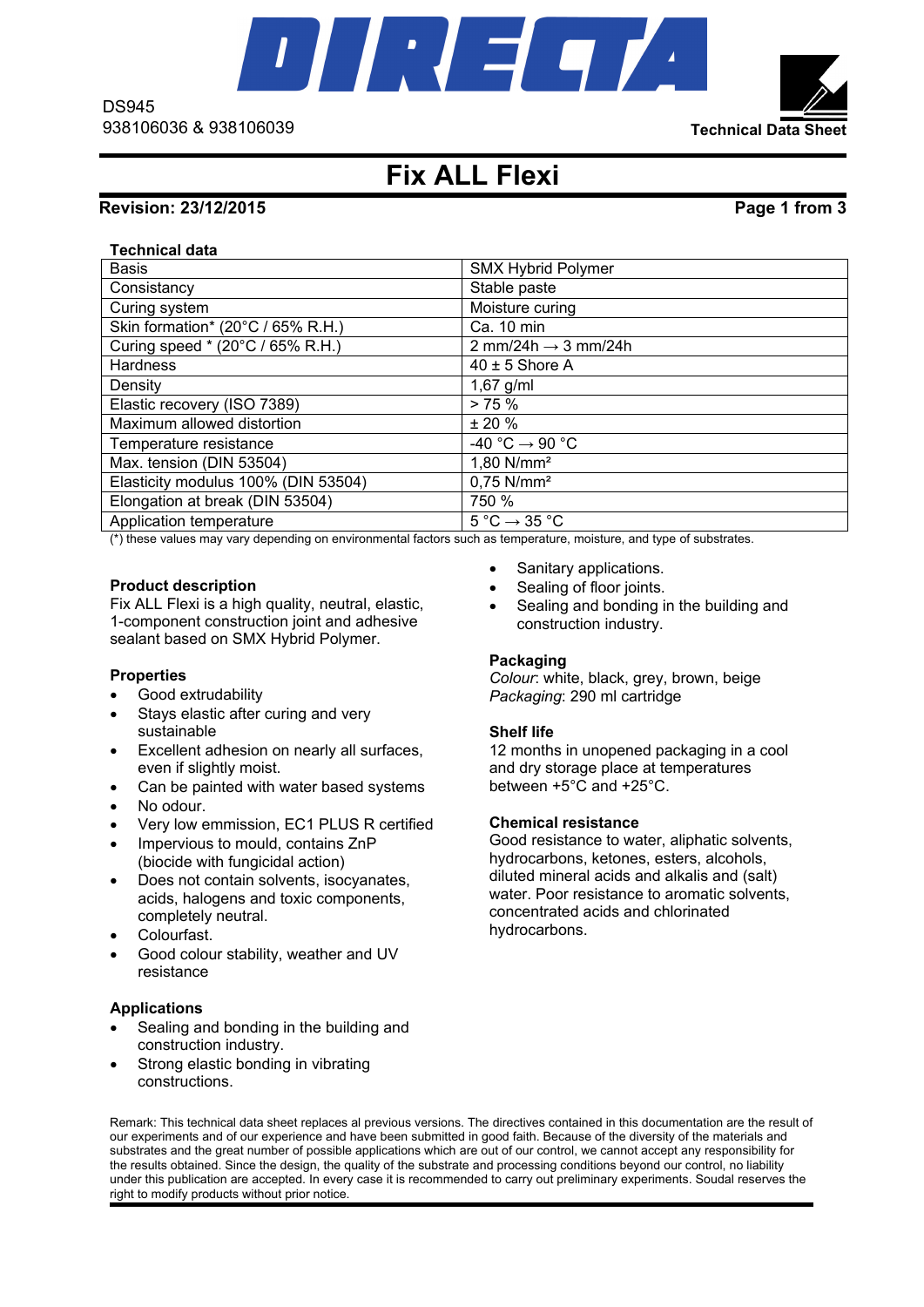DS945
938106036 & 938106039

Technical Data Sheet

# Fix ALL Flexi

**Revision: 23/12/2015**

**Technical data**

| | |
|---|---|
| Basis | SMX Hybrid Polymer |
| Consistancy | Stable paste |
| Curing system | Moisture curing |
| Skin formation* (20°C / 65% R.H.) | Ca. 10 min |
| Curing speed * (20°C / 65% R.H.) | 2 mm/24h → 3 mm/24h |
| Hardness | 40 ± 5 Shore A |
| Density | 1,67 g/ml |
| Elastic recovery (ISO 7389) | > 75 % |
| Maximum allowed distortion | ± 20 % |
| Temperature resistance | -40 °C → 90 °C |
| Max. tension (DIN 53504) | 1,80 N/mm² |
| Elasticity modulus 100% (DIN 53504) | 0,75 N/mm² |
| Elongation at break (DIN 53504) | 750 % |
| Application temperature | 5 °C → 35 °C |

(*) these values may vary depending on environmental factors such as temperature, moisture, and type of substrates.

**Product description**

Fix ALL Flexi is a high quality, neutral, elastic, 1-component construction joint and adhesive sealant based on SMX Hybrid Polymer.

**Properties**

- Good extrudability
- Stays elastic after curing and very sustainable
- Excellent adhesion on nearly all surfaces, even if slightly moist.
- Can be painted with water based systems
- No odour.
- Very low emmission, EC1 PLUS R certified
- Impervious to mould, contains ZnP (biocide with fungicidal action)
- Does not contain solvents, isocyanates, acids, halogens and toxic components, completely neutral.
- Colourfast.
- Good colour stability, weather and UV resistance

**Applications**

- Sealing and bonding in the building and construction industry.
- Strong elastic bonding in vibrating constructions.
- Sanitary applications.
- Sealing of floor joints.
- Sealing and bonding in the building and construction industry.

**Packaging**

*Colour*: white, black, grey, brown, beige
*Packaging*: 290 ml cartridge

**Shelf life**

12 months in unopened packaging in a cool and dry storage place at temperatures between +5°C and +25°C.

**Chemical resistance**

Good resistance to water, aliphatic solvents, hydrocarbons, ketones, esters, alcohols, diluted mineral acids and alkalis and (salt) water. Poor resistance to aromatic solvents, concentrated acids and chlorinated hydrocarbons.

Remark: This technical data sheet replaces al previous versions. The directives contained in this documentation are the result of our experiments and of our experience and have been submitted in good faith. Because of the diversity of the materials and substrates and the great number of possible applications which are out of our control, we cannot accept any responsibility for the results obtained. Since the design, the quality of the substrate and processing conditions beyond our control, no liability under this publication are accepted. In every case it is recommended to carry out preliminary experiments. Soudal reserves the right to modify products without prior notice.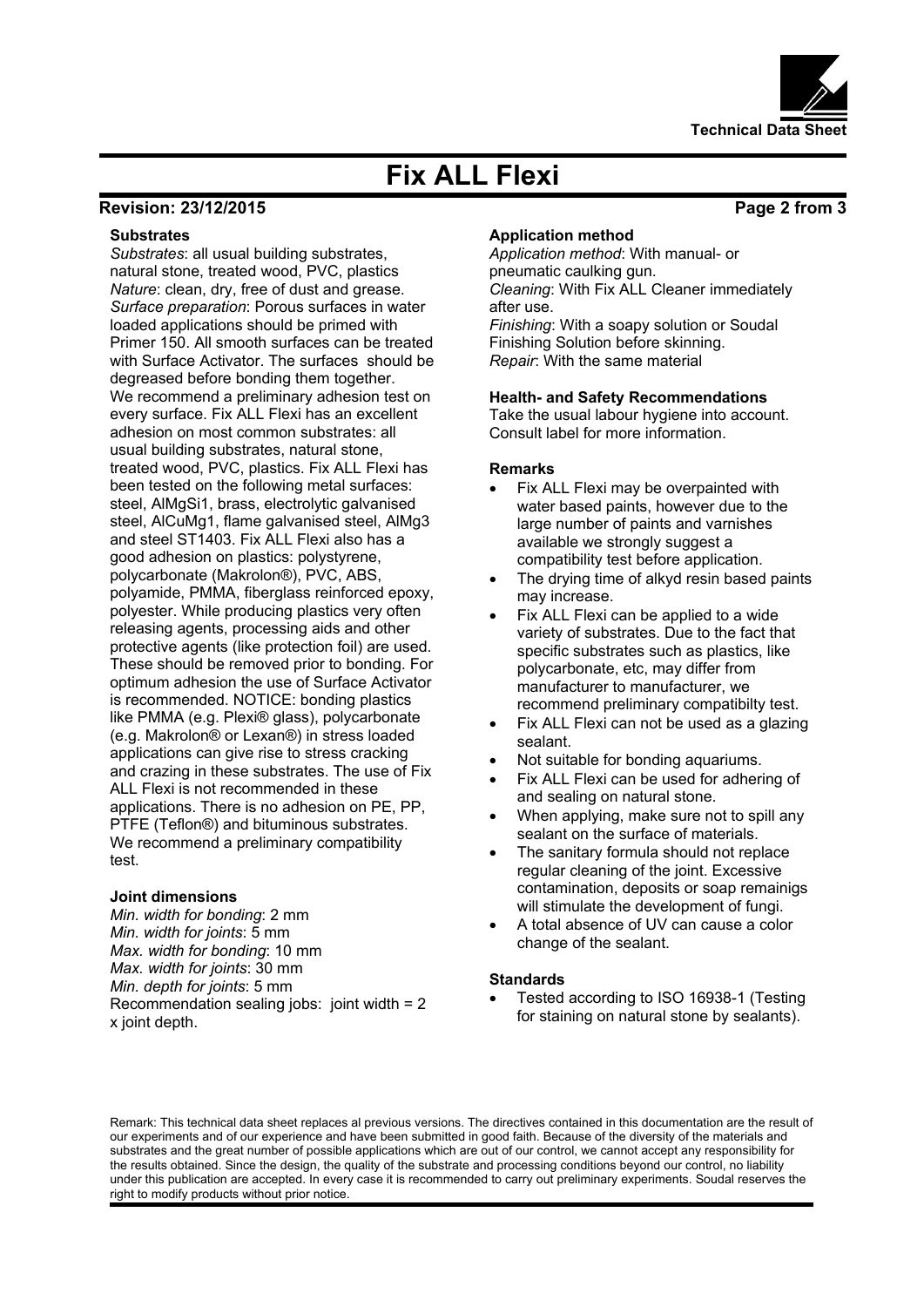Technical Data Sheet

# Fix ALL Flexi

**Revision: 23/12/2015**

### Substrates

*Substrates*: all usual building substrates, natural stone, treated wood, PVC, plastics
*Nature*: clean, dry, free of dust and grease.
*Surface preparation*: Porous surfaces in water loaded applications should be primed with Primer 150. All smooth surfaces can be treated with Surface Activator. The surfaces should be degreased before bonding them together.
We recommend a preliminary adhesion test on every surface. Fix ALL Flexi has an excellent adhesion on most common substrates: all usual building substrates, natural stone, treated wood, PVC, plastics. Fix ALL Flexi has been tested on the following metal surfaces: steel, AlMgSi1, brass, electrolytic galvanised steel, AlCuMg1, flame galvanised steel, AlMg3 and steel ST1403. Fix ALL Flexi also has a good adhesion on plastics: polystyrene, polycarbonate (Makrolon®), PVC, ABS, polyamide, PMMA, fiberglass reinforced epoxy, polyester. While producing plastics very often releasing agents, processing aids and other protective agents (like protection foil) are used. These should be removed prior to bonding. For optimum adhesion the use of Surface Activator is recommended. NOTICE: bonding plastics like PMMA (e.g. Plexi® glass), polycarbonate (e.g. Makrolon® or Lexan®) in stress loaded applications can give rise to stress cracking and crazing in these substrates. The use of Fix ALL Flexi is not recommended in these applications. There is no adhesion on PE, PP, PTFE (Teflon®) and bituminous substrates. We recommend a preliminary compatibility test.

### Joint dimensions

*Min. width for bonding*: 2 mm
*Min. width for joints*: 5 mm
*Max. width for bonding*: 10 mm
*Max. width for joints*: 30 mm
*Min. depth for joints*: 5 mm
Recommendation sealing jobs: joint width = 2 x joint depth.

### Application method

*Application method*: With manual- or pneumatic caulking gun.
*Cleaning*: With Fix ALL Cleaner immediately after use.
*Finishing*: With a soapy solution or Soudal Finishing Solution before skinning.
*Repair*: With the same material

### Health- and Safety Recommendations

Take the usual labour hygiene into account. Consult label for more information.

### Remarks

- Fix ALL Flexi may be overpainted with water based paints, however due to the large number of paints and varnishes available we strongly suggest a compatibility test before application.
- The drying time of alkyd resin based paints may increase.
- Fix ALL Flexi can be applied to a wide variety of substrates. Due to the fact that specific substrates such as plastics, like polycarbonate, etc, may differ from manufacturer to manufacturer, we recommend preliminary compatibilty test.
- Fix ALL Flexi can not be used as a glazing sealant.
- Not suitable for bonding aquariums.
- Fix ALL Flexi can be used for adhering of and sealing on natural stone.
- When applying, make sure not to spill any sealant on the surface of materials.
- The sanitary formula should not replace regular cleaning of the joint. Excessive contamination, deposits or soap remainigs will stimulate the development of fungi.
- A total absence of UV can cause a color change of the sealant.

### Standards

- Tested according to ISO 16938-1 (Testing for staining on natural stone by sealants).

Remark: This technical data sheet replaces al previous versions. The directives contained in this documentation are the result of our experiments and of our experience and have been submitted in good faith. Because of the diversity of the materials and substrates and the great number of possible applications which are out of our control, we cannot accept any responsibility for the results obtained. Since the design, the quality of the substrate and processing conditions beyond our control, no liability under this publication are accepted. In every case it is recommended to carry out preliminary experiments. Soudal reserves the right to modify products without prior notice.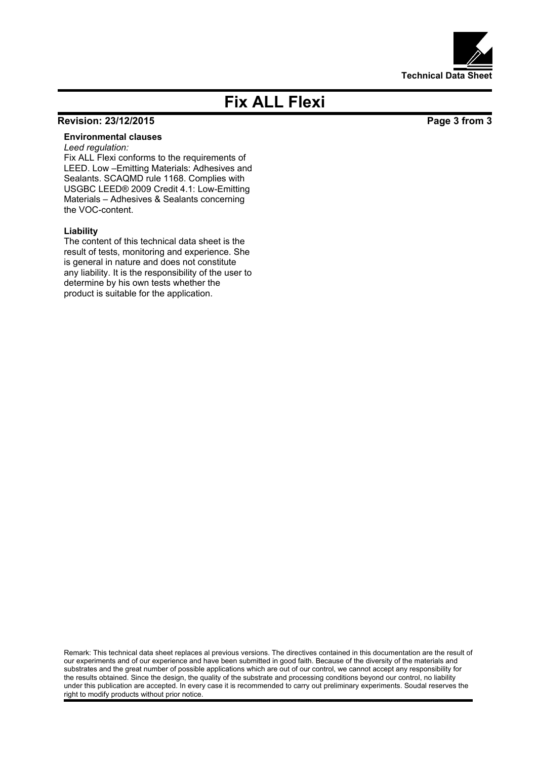#### Environmental clauses

*Leed regulation:*

Fix ALL Flexi conforms to the requirements of LEED. Low –Emitting Materials: Adhesives and Sealants. SCAQMD rule 1168. Complies with USGBC LEED® 2009 Credit 4.1: Low-Emitting Materials – Adhesives & Sealants concerning the VOC-content.

#### Liability

The content of this technical data sheet is the result of tests, monitoring and experience. She is general in nature and does not constitute any liability. It is the responsibility of the user to determine by his own tests whether the product is suitable for the application.

Remark: This technical data sheet replaces al previous versions. The directives contained in this documentation are the result of our experiments and of our experience and have been submitted in good faith. Because of the diversity of the materials and substrates and the great number of possible applications which are out of our control, we cannot accept any responsibility for the results obtained. Since the design, the quality of the substrate and processing conditions beyond our control, no liability under this publication are accepted. In every case it is recommended to carry out preliminary experiments. Soudal reserves the right to modify products without prior notice.